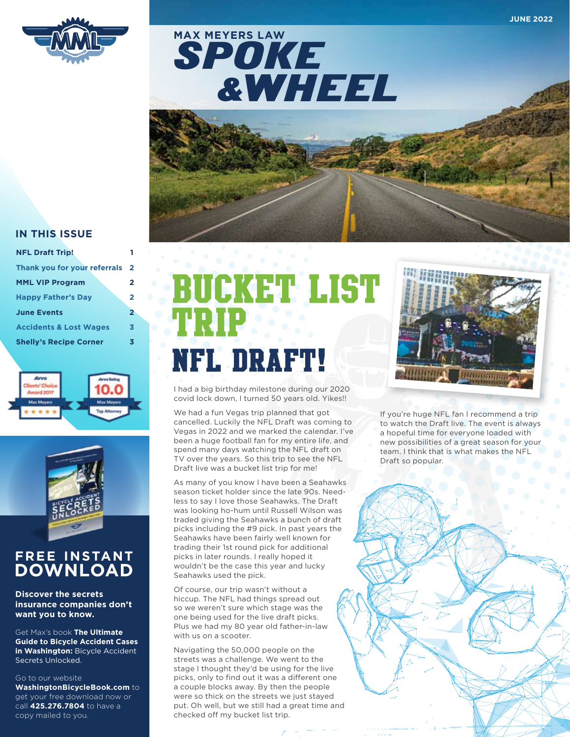JUNE 2022

# MAX MEYERS LAW SPOKE & WHEEL

## IN THIS ISSUE

| | |
|---|---|
| NFL Draft Trip! | 1 |
| Thank you for your referrals | 2 |
| MML VIP Program | 2 |
| Happy Father's Day | 2 |
| June Events | 2 |
| Accidents & Lost Wages | 3 |
| Shelly's Recipe Corner | 3 |

Avvo Clients' Choice Award 2017 — Max Meyers

Avvo Rating 10.0 — Max Meyers — Top Attorney

## FREE INSTANT DOWNLOAD

**Discover the secrets insurance companies don't want you to know.**

Get Max's book **The Ultimate Guide to Bicycle Accident Cases in Washington:** Bicycle Accident Secrets Unlocked.

Go to our website **WashingtonBicycleBook.com** to get your free download now or call **425.276.7804** to have a copy mailed to you.

# BUCKET LIST TRIP NFL DRAFT!

I had a big birthday milestone during our 2020 covid lock down, I turned 50 years old. Yikes!!

We had a fun Vegas trip planned that got cancelled. Luckily the NFL Draft was coming to Vegas in 2022 and we marked the calendar. I've been a huge football fan for my entire life, and spend many days watching the NFL draft on TV over the years. So this trip to see the NFL Draft live was a bucket list trip for me!

As many of you know I have been a Seahawks season ticket holder since the late 90s. Needless to say I love those Seahawks. The Draft was looking ho-hum until Russell Wilson was traded giving the Seahawks a bunch of draft picks including the #9 pick. In past years the Seahawks have been fairly well known for trading their 1st round pick for additional picks in later rounds. I really hoped it wouldn't be the case this year and lucky Seahawks used the pick.

Of course, our trip wasn't without a hiccup. The NFL had things spread out so we weren't sure which stage was the one being used for the live draft picks. Plus we had my 80 year old father-in-law with us on a scooter.

Navigating the 50,000 people on the streets was a challenge. We went to the stage I thought they'd be using for the live picks, only to find out it was a different one a couple blocks away. By then the people were so thick on the streets we just stayed put. Oh well, but we still had a great time and checked off my bucket list trip.

If you're huge NFL fan I recommend a trip to watch the Draft live. The event is always a hopeful time for everyone loaded with new possibilities of a great season for your team. I think that is what makes the NFL Draft so popular.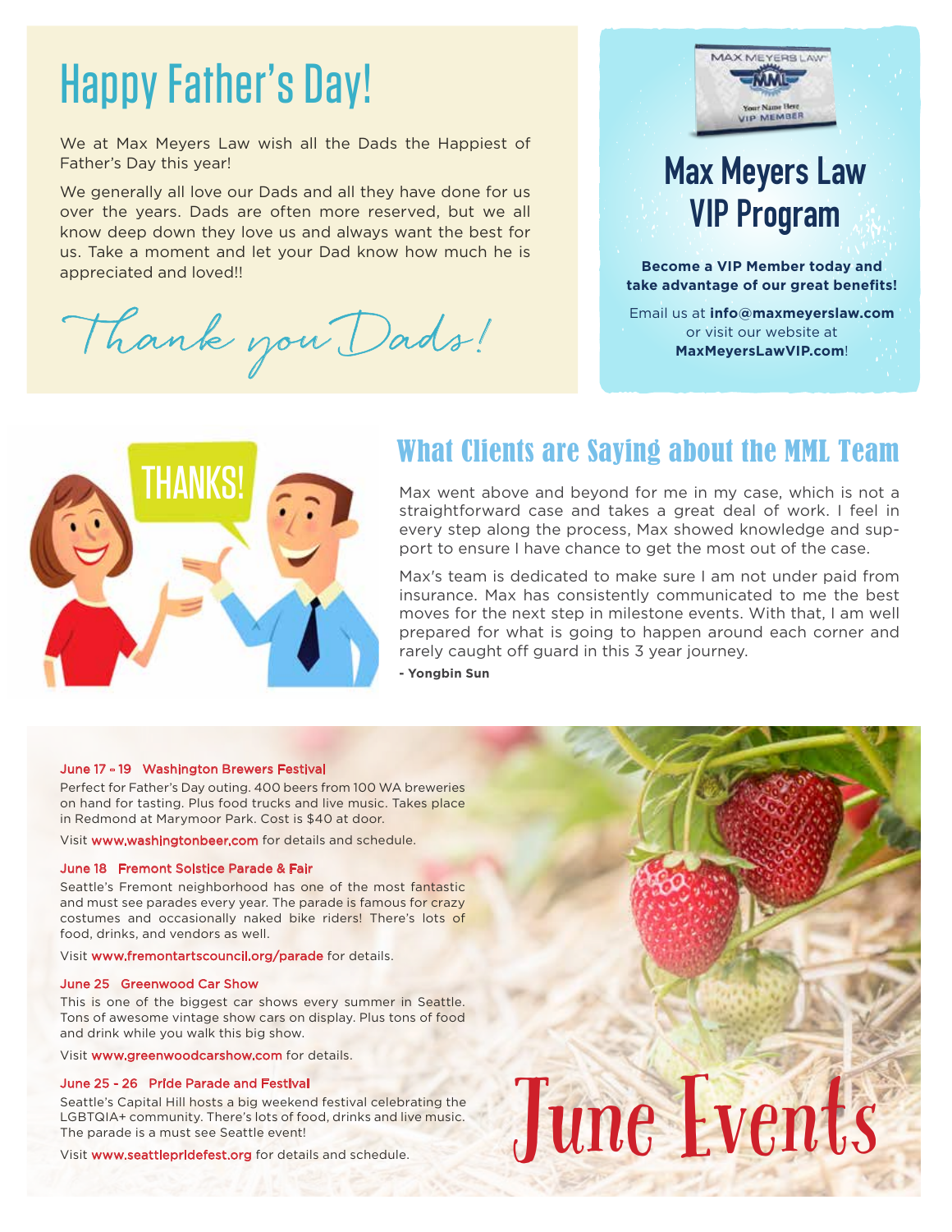# Happy Father's Day!

We at Max Meyers Law wish all the Dads the Happiest of Father's Day this year!

We generally all love our Dads and all they have done for us over the years. Dads are often more reserved, but we all know deep down they love us and always want the best for us. Take a moment and let your Dad know how much he is appreciated and loved!!

*Thank you Dads!*

## Max Meyers Law VIP Program

**Become a VIP Member today and take advantage of our great benefits!**

Email us at **info@maxmeyerslaw.com** or visit our website at **MaxMeyersLawVIP.com**!

## What Clients are Saying about the MML Team

Max went above and beyond for me in my case, which is not a straightforward case and takes a great deal of work. I feel in every step along the process, Max showed knowledge and support to ensure I have chance to get the most out of the case.

Max's team is dedicated to make sure I am not under paid from insurance. Max has consistently communicated to me the best moves for the next step in milestone events. With that, I am well prepared for what is going to happen around each corner and rarely caught off guard in this 3 year journey.

**- Yongbin Sun**

## June Events

**June 17 - 19 Washington Brewers Festival**

Perfect for Father's Day outing. 400 beers from 100 WA breweries on hand for tasting. Plus food trucks and live music. Takes place in Redmond at Marymoor Park. Cost is $40 at door.

Visit www.washingtonbeer.com for details and schedule.

**June 18 Fremont Solstice Parade & Fair**

Seattle's Fremont neighborhood has one of the most fantastic and must see parades every year. The parade is famous for crazy costumes and occasionally naked bike riders! There's lots of food, drinks, and vendors as well.

Visit www.fremontartscouncil.org/parade for details.

**June 25 Greenwood Car Show**

This is one of the biggest car shows every summer in Seattle. Tons of awesome vintage show cars on display. Plus tons of food and drink while you walk this big show.

Visit www.greenwoodcarshow.com for details.

**June 25 - 26 Pride Parade and Festival**

Seattle's Capital Hill hosts a big weekend festival celebrating the LGBTQIA+ community. There's lots of food, drinks and live music. The parade is a must see Seattle event!

Visit www.seattlepridefest.org for details and schedule.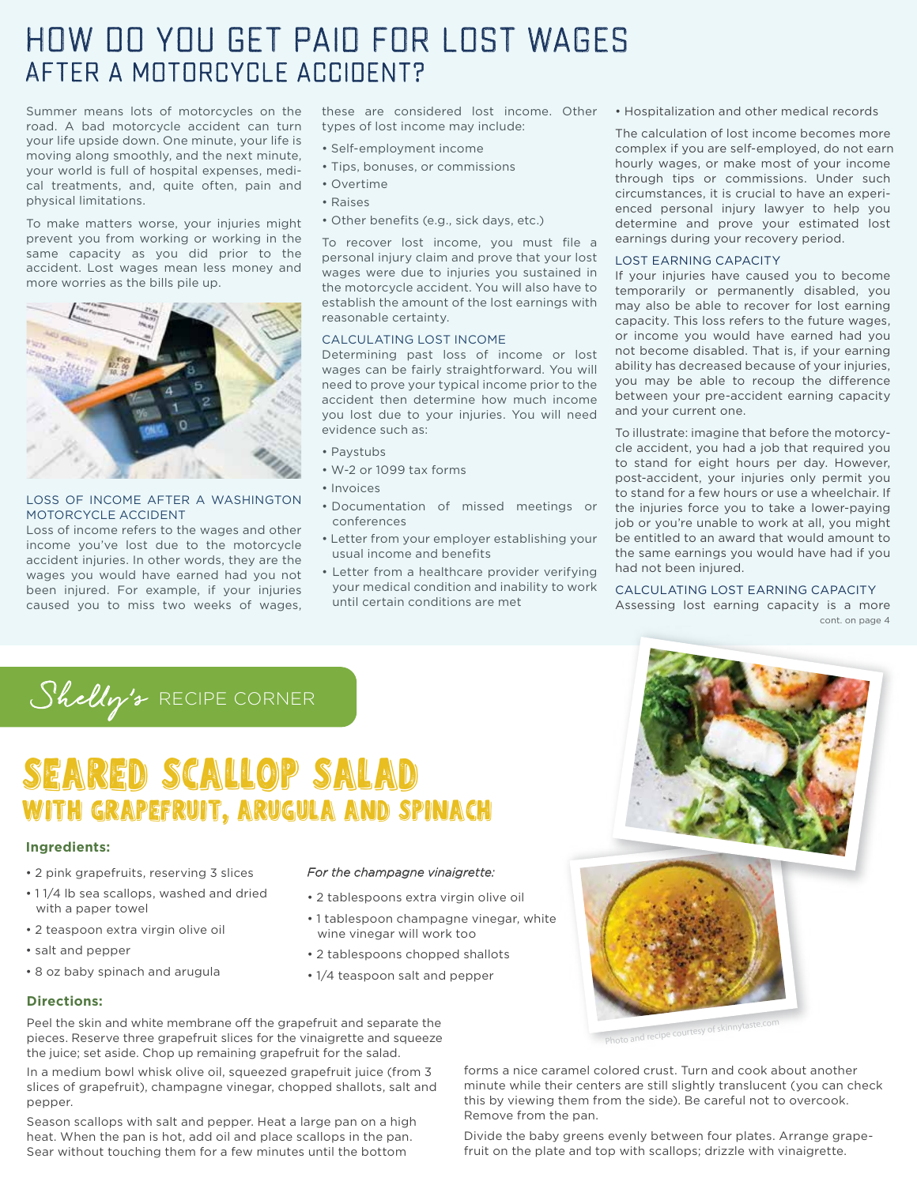# HOW DO YOU GET PAID FOR LOST WAGES AFTER A MOTORCYCLE ACCIDENT?

Summer means lots of motorcycles on the road. A bad motorcycle accident can turn your life upside down. One minute, your life is moving along smoothly, and the next minute, your world is full of hospital expenses, medical treatments, and, quite often, pain and physical limitations.

To make matters worse, your injuries might prevent you from working or working in the same capacity as you did prior to the accident. Lost wages mean less money and more worries as the bills pile up.

### LOSS OF INCOME AFTER A WASHINGTON MOTORCYCLE ACCIDENT

Loss of income refers to the wages and other income you've lost due to the motorcycle accident injuries. In other words, they are the wages you would have earned had you not been injured. For example, if your injuries caused you to miss two weeks of wages, these are considered lost income. Other types of lost income may include:

- Self-employment income
- Tips, bonuses, or commissions
- Overtime
- Raises
- Other benefits (e.g., sick days, etc.)

To recover lost income, you must file a personal injury claim and prove that your lost wages were due to injuries you sustained in the motorcycle accident. You will also have to establish the amount of the lost earnings with reasonable certainty.

### CALCULATING LOST INCOME

Determining past loss of income or lost wages can be fairly straightforward. You will need to prove your typical income prior to the accident then determine how much income you lost due to your injuries. You will need evidence such as:

- Paystubs
- W-2 or 1099 tax forms
- Invoices
- Documentation of missed meetings or conferences
- Letter from your employer establishing your usual income and benefits
- Letter from a healthcare provider verifying your medical condition and inability to work until certain conditions are met
- Hospitalization and other medical records

The calculation of lost income becomes more complex if you are self-employed, do not earn hourly wages, or make most of your income through tips or commissions. Under such circumstances, it is crucial to have an experienced personal injury lawyer to help you determine and prove your estimated lost earnings during your recovery period.

### LOST EARNING CAPACITY

If your injuries have caused you to become temporarily or permanently disabled, you may also be able to recover for lost earning capacity. This loss refers to the future wages, or income you would have earned had you not become disabled. That is, if your earning ability has decreased because of your injuries, you may be able to recoup the difference between your pre-accident earning capacity and your current one.

To illustrate: imagine that before the motorcycle accident, you had a job that required you to stand for eight hours per day. However, post-accident, your injuries only permit you to stand for a few hours or use a wheelchair. If the injuries force you to take a lower-paying job or you're unable to work at all, you might be entitled to an award that would amount to the same earnings you would have had if you had not been injured.

### CALCULATING LOST EARNING CAPACITY

Assessing lost earning capacity is a more

cont. on page 4

## *Shelly's* RECIPE CORNER

# SEARED SCALLOP SALAD
## WITH GRAPEFRUIT, ARUGULA AND SPINACH

**Ingredients:**

- 2 pink grapefruits, reserving 3 slices
- 1 1/4 lb sea scallops, washed and dried with a paper towel
- 2 teaspoon extra virgin olive oil
- salt and pepper
- 8 oz baby spinach and arugula

*For the champagne vinaigrette:*

- 2 tablespoons extra virgin olive oil
- 1 tablespoon champagne vinegar, white wine vinegar will work too
- 2 tablespoons chopped shallots
- 1/4 teaspoon salt and pepper

**Directions:**

Peel the skin and white membrane off the grapefruit and separate the pieces. Reserve three grapefruit slices for the vinaigrette and squeeze the juice; set aside. Chop up remaining grapefruit for the salad.

In a medium bowl whisk olive oil, squeezed grapefruit juice (from 3 slices of grapefruit), champagne vinegar, chopped shallots, salt and pepper.

Season scallops with salt and pepper. Heat a large pan on a high heat. When the pan is hot, add oil and place scallops in the pan. Sear without touching them for a few minutes until the bottom forms a nice caramel colored crust. Turn and cook about another minute while their centers are still slightly translucent (you can check this by viewing them from the side). Be careful not to overcook. Remove from the pan.

Divide the baby greens evenly between four plates. Arrange grapefruit on the plate and top with scallops; drizzle with vinaigrette.

Photo and recipe courtesy of skinnytaste.com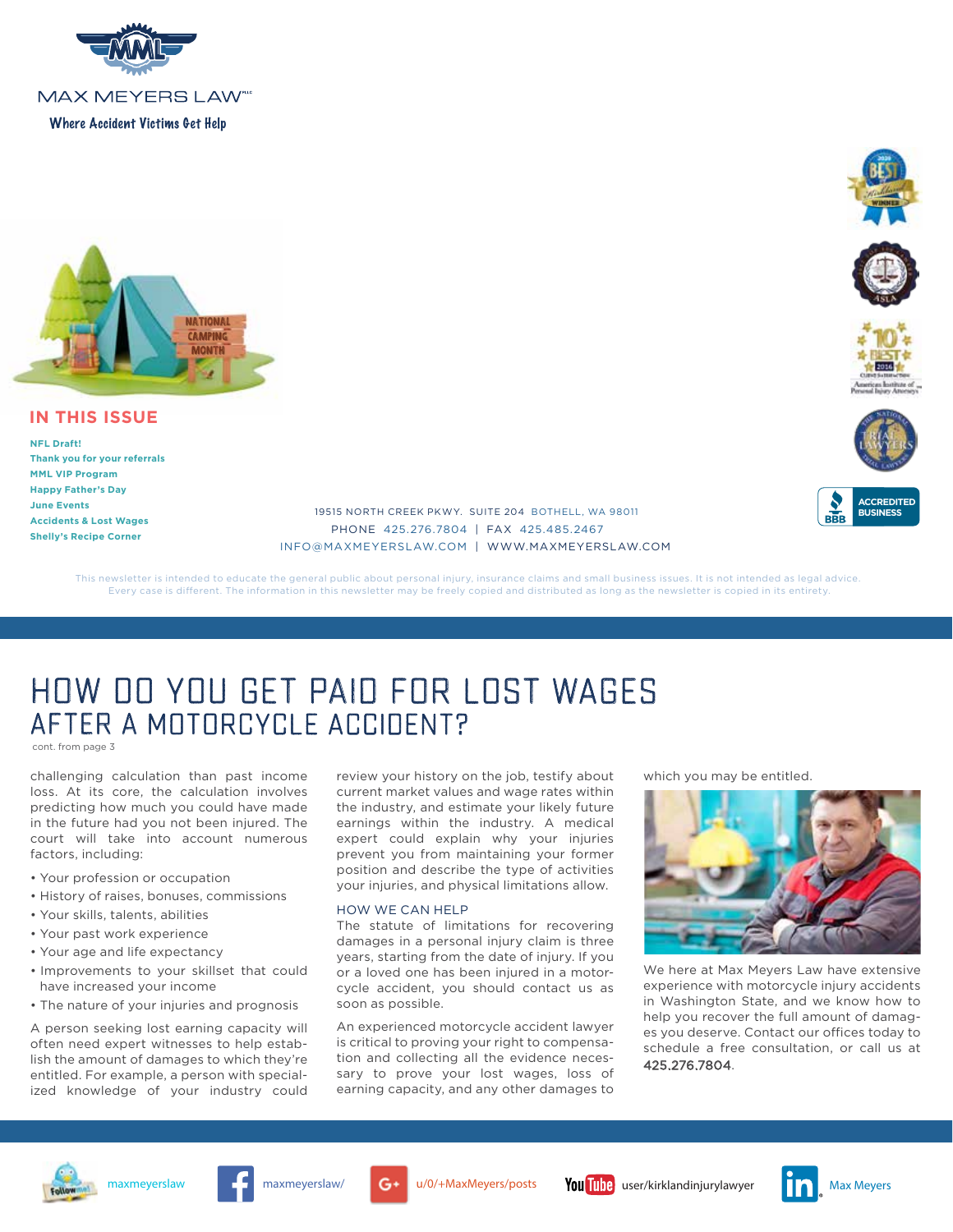MAX MEYERS LAW

Where Accident Victims Get Help

## IN THIS ISSUE

- NFL Draft!
- Thank you for your referrals
- MML VIP Program
- Happy Father's Day
- June Events
- Accidents & Lost Wages
- Shelly's Recipe Corner

19515 NORTH CREEK PKWY. SUITE 204 BOTHELL, WA 98011
PHONE 425.276.7804 | FAX 425.485.2467
INFO@MAXMEYERSLAW.COM | WWW.MAXMEYERSLAW.COM

This newsletter is intended to educate the general public about personal injury, insurance claims and small business issues. It is not intended as legal advice. Every case is different. The information in this newsletter may be freely copied and distributed as long as the newsletter is copied in its entirety.

# HOW DO YOU GET PAID FOR LOST WAGES AFTER A MOTORCYCLE ACCIDENT?

cont. from page 3

challenging calculation than past income loss. At its core, the calculation involves predicting how much you could have made in the future had you not been injured. The court will take into account numerous factors, including:

- Your profession or occupation
- History of raises, bonuses, commissions
- Your skills, talents, abilities
- Your past work experience
- Your age and life expectancy
- Improvements to your skillset that could have increased your income
- The nature of your injuries and prognosis

A person seeking lost earning capacity will often need expert witnesses to help establish the amount of damages to which they're entitled. For example, a person with specialized knowledge of your industry could review your history on the job, testify about current market values and wage rates within the industry, and estimate your likely future earnings within the industry. A medical expert could explain why your injuries prevent you from maintaining your former position and describe the type of activities your injuries, and physical limitations allow.

### HOW WE CAN HELP

The statute of limitations for recovering damages in a personal injury claim is three years, starting from the date of injury. If you or a loved one has been injured in a motorcycle accident, you should contact us as soon as possible.

An experienced motorcycle accident lawyer is critical to proving your right to compensation and collecting all the evidence necessary to prove your lost wages, loss of earning capacity, and any other damages to which you may be entitled.

We here at Max Meyers Law have extensive experience with motorcycle injury accidents in Washington State, and we know how to help you recover the full amount of damages you deserve. Contact our offices today to schedule a free consultation, or call us at **425.276.7804**.

maxmeyerslaw | maxmeyerslaw/ | u/0/+MaxMeyers/posts | user/kirklandinjurylawyer | Max Meyers